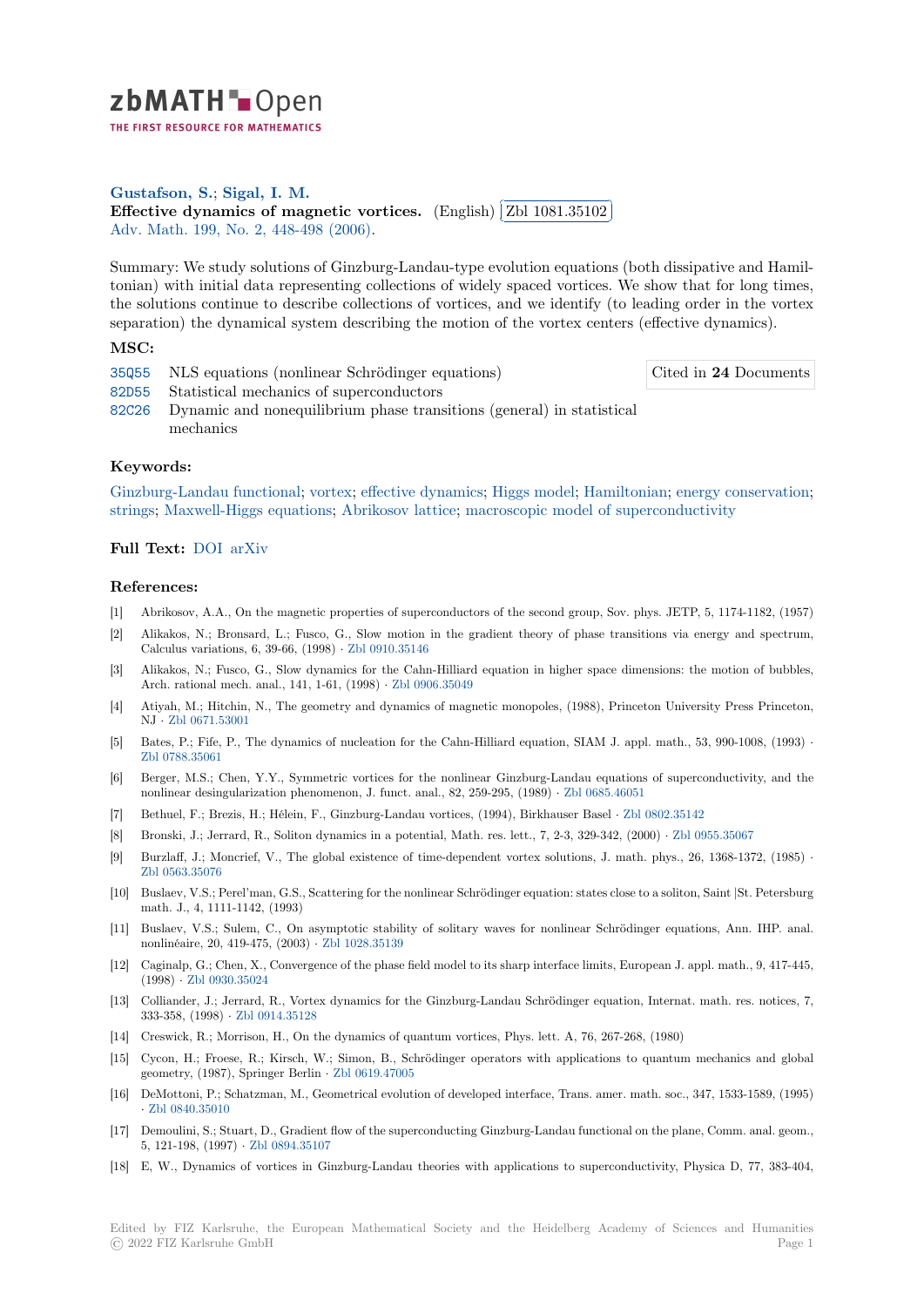zbMATH Open

THE FIRST RESOURCE FOR MATHEMATICS

**Gustafson, S.**; **Sigal, I. M.**

**Effective dynamics of magnetic vortices.** (English) Zbl 1081.35102

Adv. Math. 199, No. 2, 448-498 (2006).

Summary: We study solutions of Ginzburg-Landau-type evolution equations (both dissipative and Hamiltonian) with initial data representing collections of widely spaced vortices. We show that for long times, the solutions continue to describe collections of vortices, and we identify (to leading order in the vortex separation) the dynamical system describing the motion of the vortex centers (effective dynamics).

## MSC:

35Q55 NLS equations (nonlinear Schrödinger equations)

82D55 Statistical mechanics of superconductors

82C26 Dynamic and nonequilibrium phase transitions (general) in statistical mechanics

Cited in **24** Documents

## Keywords:

Ginzburg-Landau functional; vortex; effective dynamics; Higgs model; Hamiltonian; energy conservation; strings; Maxwell-Higgs equations; Abrikosov lattice; macroscopic model of superconductivity

## Full Text: DOI arXiv

## References:

[1] Abrikosov, A.A., On the magnetic properties of superconductors of the second group, Sov. phys. JETP, 5, 1174-1182, (1957)

[2] Alikakos, N.; Bronsard, L.; Fusco, G., Slow motion in the gradient theory of phase transitions via energy and spectrum, Calculus variations, 6, 39-66, (1998) · Zbl 0910.35146

[3] Alikakos, N.; Fusco, G., Slow dynamics for the Cahn-Hilliard equation in higher space dimensions: the motion of bubbles, Arch. rational mech. anal., 141, 1-61, (1998) · Zbl 0906.35049

[4] Atiyah, M.; Hitchin, N., The geometry and dynamics of magnetic monopoles, (1988), Princeton University Press Princeton, NJ · Zbl 0671.53001

[5] Bates, P.; Fife, P., The dynamics of nucleation for the Cahn-Hilliard equation, SIAM J. appl. math., 53, 990-1008, (1993) · Zbl 0788.35061

[6] Berger, M.S.; Chen, Y.Y., Symmetric vortices for the nonlinear Ginzburg-Landau equations of superconductivity, and the nonlinear desingularization phenomenon, J. funct. anal., 82, 259-295, (1989) · Zbl 0685.46051

[7] Bethuel, F.; Brezis, H.; Hélein, F., Ginzburg-Landau vortices, (1994), Birkhauser Basel · Zbl 0802.35142

[8] Bronski, J.; Jerrard, R., Soliton dynamics in a potential, Math. res. lett., 7, 2-3, 329-342, (2000) · Zbl 0955.35067

[9] Burzlaff, J.; Moncrief, V., The global existence of time-dependent vortex solutions, J. math. phys., 26, 1368-1372, (1985) · Zbl 0563.35076

[10] Buslaev, V.S.; Perel'man, G.S., Scattering for the nonlinear Schrödinger equation: states close to a soliton, Saint |St. Petersburg math. J., 4, 1111-1142, (1993)

[11] Buslaev, V.S.; Sulem, C., On asymptotic stability of solitary waves for nonlinear Schrödinger equations, Ann. IHP. anal. nonlinéaire, 20, 419-475, (2003) · Zbl 1028.35139

[12] Caginalp, G.; Chen, X., Convergence of the phase field model to its sharp interface limits, European J. appl. math., 9, 417-445, (1998) · Zbl 0930.35024

[13] Colliander, J.; Jerrard, R., Vortex dynamics for the Ginzburg-Landau Schrödinger equation, Internat. math. res. notices, 7, 333-358, (1998) · Zbl 0914.35128

[14] Creswick, R.; Morrison, H., On the dynamics of quantum vortices, Phys. lett. A, 76, 267-268, (1980)

[15] Cycon, H.; Froese, R.; Kirsch, W.; Simon, B., Schrödinger operators with applications to quantum mechanics and global geometry, (1987), Springer Berlin · Zbl 0619.47005

[16] DeMottoni, P.; Schatzman, M., Geometrical evolution of developed interface, Trans. amer. math. soc., 347, 1533-1589, (1995) · Zbl 0840.35010

[17] Demoulini, S.; Stuart, D., Gradient flow of the superconducting Ginzburg-Landau functional on the plane, Comm. anal. geom., 5, 121-198, (1997) · Zbl 0894.35107

[18] E, W., Dynamics of vortices in Ginzburg-Landau theories with applications to superconductivity, Physica D, 77, 383-404,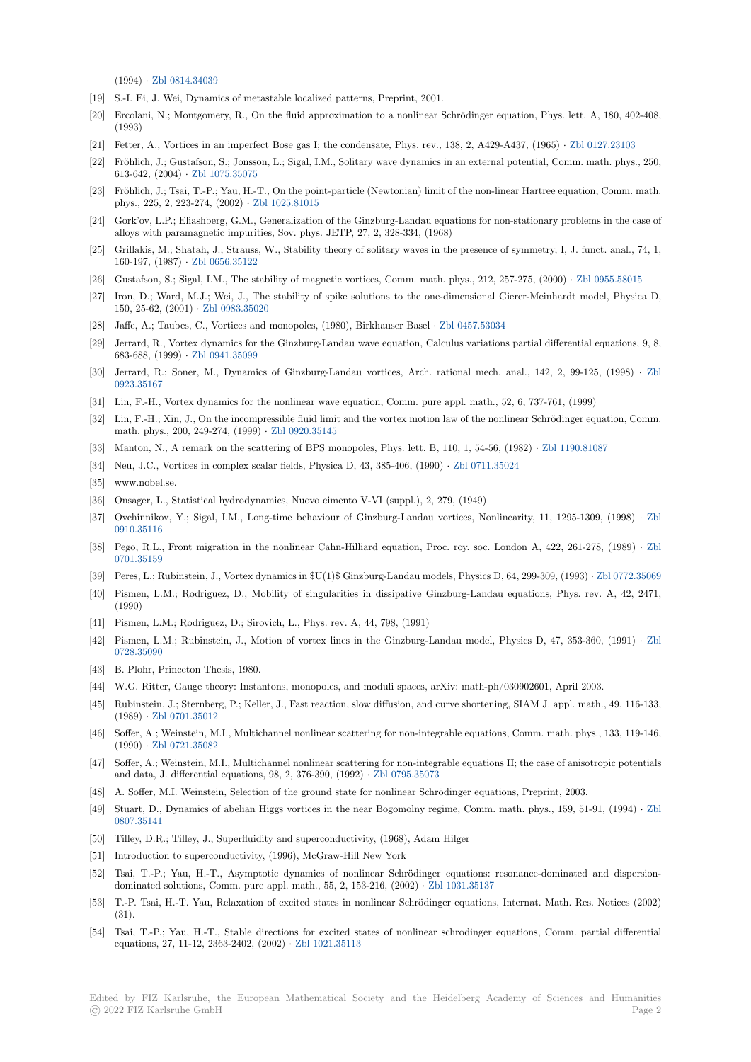(1994) · Zbl 0814.34039

[19] S.-I. Ei, J. Wei, Dynamics of metastable localized patterns, Preprint, 2001.

[20] Ercolani, N.; Montgomery, R., On the fluid approximation to a nonlinear Schrödinger equation, Phys. lett. A, 180, 402-408, (1993)

[21] Fetter, A., Vortices in an imperfect Bose gas I; the condensate, Phys. rev., 138, 2, A429-A437, (1965) · Zbl 0127.23103

[22] Fröhlich, J.; Gustafson, S.; Jonsson, L.; Sigal, I.M., Solitary wave dynamics in an external potential, Comm. math. phys., 250, 613-642, (2004) · Zbl 1075.35075

[23] Fröhlich, J.; Tsai, T.-P.; Yau, H.-T., On the point-particle (Newtonian) limit of the non-linear Hartree equation, Comm. math. phys., 225, 2, 223-274, (2002) · Zbl 1025.81015

[24] Gork'ov, L.P.; Eliashberg, G.M., Generalization of the Ginzburg-Landau equations for non-stationary problems in the case of alloys with paramagnetic impurities, Sov. phys. JETP, 27, 2, 328-334, (1968)

[25] Grillakis, M.; Shatah, J.; Strauss, W., Stability theory of solitary waves in the presence of symmetry, I, J. funct. anal., 74, 1, 160-197, (1987) · Zbl 0656.35122

[26] Gustafson, S.; Sigal, I.M., The stability of magnetic vortices, Comm. math. phys., 212, 257-275, (2000) · Zbl 0955.58015

[27] Iron, D.; Ward, M.J.; Wei, J., The stability of spike solutions to the one-dimensional Gierer-Meinhardt model, Physica D, 150, 25-62, (2001) · Zbl 0983.35020

[28] Jaffe, A.; Taubes, C., Vortices and monopoles, (1980), Birkhauser Basel · Zbl 0457.53034

[29] Jerrard, R., Vortex dynamics for the Ginzburg-Landau wave equation, Calculus variations partial differential equations, 9, 8, 683-688, (1999) · Zbl 0941.35099

[30] Jerrard, R.; Soner, M., Dynamics of Ginzburg-Landau vortices, Arch. rational mech. anal., 142, 2, 99-125, (1998) · Zbl 0923.35167

[31] Lin, F.-H., Vortex dynamics for the nonlinear wave equation, Comm. pure appl. math., 52, 6, 737-761, (1999)

[32] Lin, F.-H.; Xin, J., On the incompressible fluid limit and the vortex motion law of the nonlinear Schrödinger equation, Comm. math. phys., 200, 249-274, (1999) · Zbl 0920.35145

[33] Manton, N., A remark on the scattering of BPS monopoles, Phys. lett. B, 110, 1, 54-56, (1982) · Zbl 1190.81087

[34] Neu, J.C., Vortices in complex scalar fields, Physica D, 43, 385-406, (1990) · Zbl 0711.35024

[35] www.nobel.se.

[36] Onsager, L., Statistical hydrodynamics, Nuovo cimento V-VI (suppl.), 2, 279, (1949)

[37] Ovchinnikov, Y.; Sigal, I.M., Long-time behaviour of Ginzburg-Landau vortices, Nonlinearity, 11, 1295-1309, (1998) · Zbl 0910.35116

[38] Pego, R.L., Front migration in the nonlinear Cahn-Hilliard equation, Proc. roy. soc. London A, 422, 261-278, (1989) · Zbl 0701.35159

[39] Peres, L.; Rubinstein, J., Vortex dynamics in $U(1)$ Ginzburg-Landau models, Physics D, 64, 299-309, (1993) · Zbl 0772.35069

[40] Pismen, L.M.; Rodriguez, D., Mobility of singularities in dissipative Ginzburg-Landau equations, Phys. rev. A, 42, 2471, (1990)

[41] Pismen, L.M.; Rodriguez, D.; Sirovich, L., Phys. rev. A, 44, 798, (1991)

[42] Pismen, L.M.; Rubinstein, J., Motion of vortex lines in the Ginzburg-Landau model, Physica D, 47, 353-360, (1991) · Zbl 0728.35090

[43] B. Plohr, Princeton Thesis, 1980.

[44] W.G. Ritter, Gauge theory: Instantons, monopoles, and moduli spaces, arXiv: math-ph/030902601, April 2003.

[45] Rubinstein, J.; Sternberg, P.; Keller, J., Fast reaction, slow diffusion, and curve shortening, SIAM J. appl. math., 49, 116-133, (1989) · Zbl 0701.35012

[46] Soffer, A.; Weinstein, M.I., Multichannel nonlinear scattering for non-integrable equations, Comm. math. phys., 133, 119-146, (1990) · Zbl 0721.35082

[47] Soffer, A.; Weinstein, M.I., Multichannel nonlinear scattering for non-integrable equations II; the case of anisotropic potentials and data, J. differential equations, 98, 2, 376-390, (1992) · Zbl 0795.35073

[48] A. Soffer, M.I. Weinstein, Selection of the ground state for nonlinear Schrödinger equations, Preprint, 2003.

[49] Stuart, D., Dynamics of abelian Higgs vortices in the near Bogomolny regime, Comm. math. phys., 159, 51-91, (1994) · Zbl 0807.35141

[50] Tilley, D.R.; Tilley, J., Superfluidity and superconductivity, (1968), Adam Hilger

[51] Introduction to superconductivity, (1996), McGraw-Hill New York

[52] Tsai, T.-P.; Yau, H.-T., Asymptotic dynamics of nonlinear Schrödinger equations: resonance-dominated and dispersion-dominated solutions, Comm. pure appl. math., 55, 2, 153-216, (2002) · Zbl 1031.35137

[53] T.-P. Tsai, H.-T. Yau, Relaxation of excited states in nonlinear Schrödinger equations, Internat. Math. Res. Notices (2002) (31).

[54] Tsai, T.-P.; Yau, H.-T., Stable directions for excited states of nonlinear schrodinger equations, Comm. partial differential equations, 27, 11-12, 2363-2402, (2002) · Zbl 1021.35113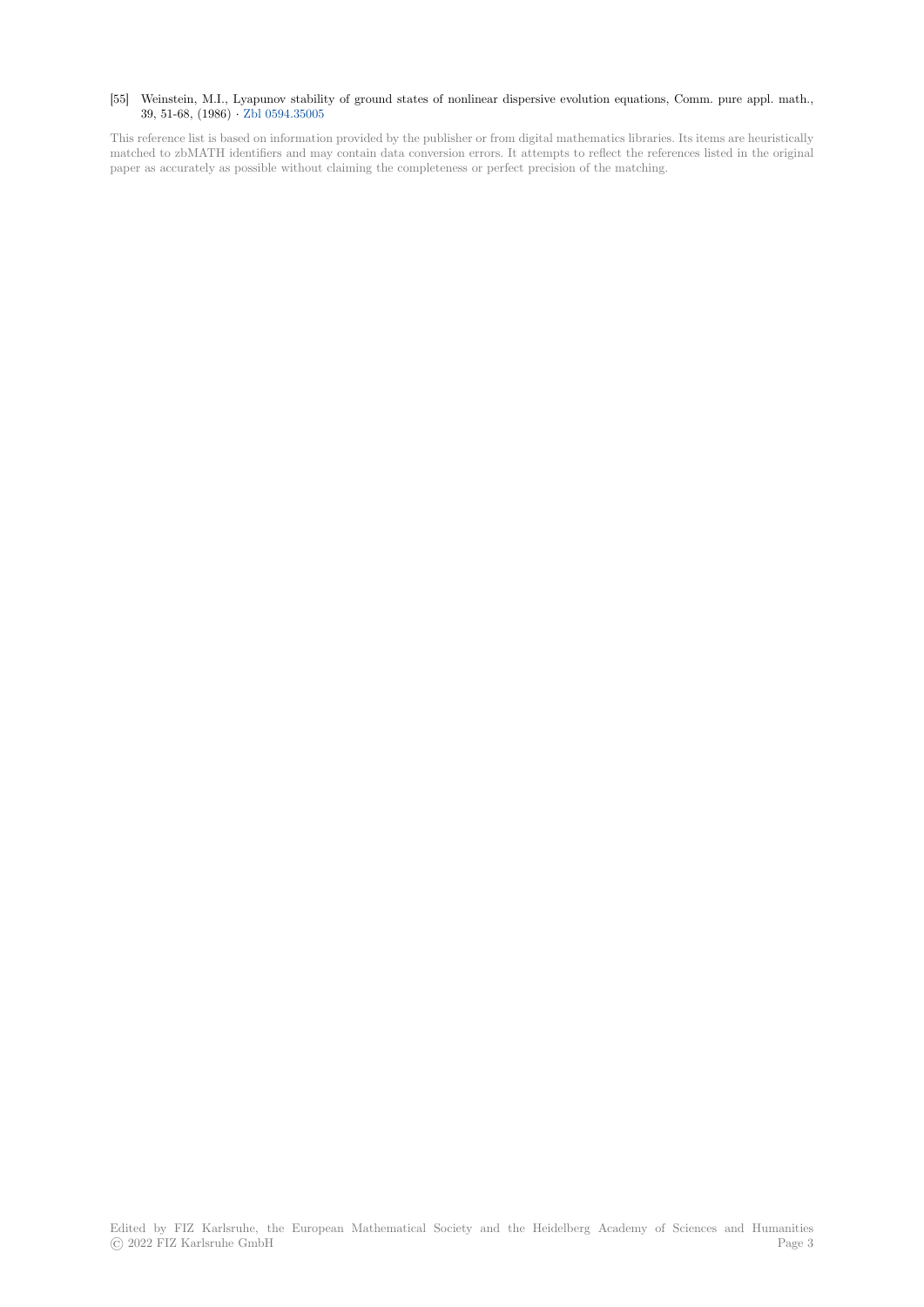[55] Weinstein, M.I., Lyapunov stability of ground states of nonlinear dispersive evolution equations, Comm. pure appl. math., 39, 51-68, (1986) · Zbl 0594.35005

This reference list is based on information provided by the publisher or from digital mathematics libraries. Its items are heuristically matched to zbMATH identifiers and may contain data conversion errors. It attempts to reflect the references listed in the original paper as accurately as possible without claiming the completeness or perfect precision of the matching.

Edited by FIZ Karlsruhe, the European Mathematical Society and the Heidelberg Academy of Sciences and Humanities
© 2022 FIZ Karlsruhe GmbH